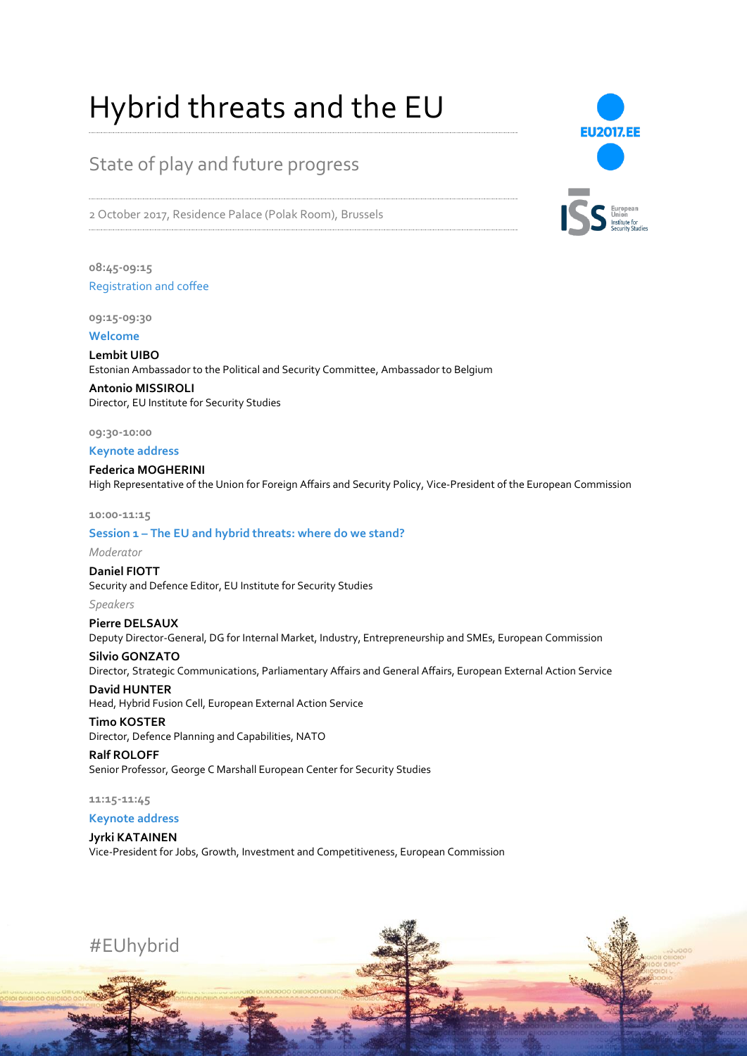# Hybrid threats and the EU

## State of play and future progress

2 October 2017, Residence Palace (Polak Room), Brussels

**08:45-09:15**

Registration and coffee

**09:15-09:30**

### Welcome

**Lembit UIBO**
Estonian Ambassador to the Political and Security Committee, Ambassador to Belgium

**Antonio MISSIROLI**
Director, EU Institute for Security Studies

**09:30-10:00**

### Keynote address

**Federica MOGHERINI**
High Representative of the Union for Foreign Affairs and Security Policy, Vice-President of the European Commission

**10:00-11:15**

### Session 1 – The EU and hybrid threats: where do we stand?

*Moderator*

**Daniel FIOTT**
Security and Defence Editor, EU Institute for Security Studies

*Speakers*

**Pierre DELSAUX**
Deputy Director-General, DG for Internal Market, Industry, Entrepreneurship and SMEs, European Commission

**Silvio GONZATO**
Director, Strategic Communications, Parliamentary Affairs and General Affairs, European External Action Service

**David HUNTER**
Head, Hybrid Fusion Cell, European External Action Service

**Timo KOSTER**
Director, Defence Planning and Capabilities, NATO

**Ralf ROLOFF**
Senior Professor, George C Marshall European Center for Security Studies

**11:15-11:45**

### Keynote address

**Jyrki KATAINEN**
Vice-President for Jobs, Growth, Investment and Competitiveness, European Commission

#EUhybrid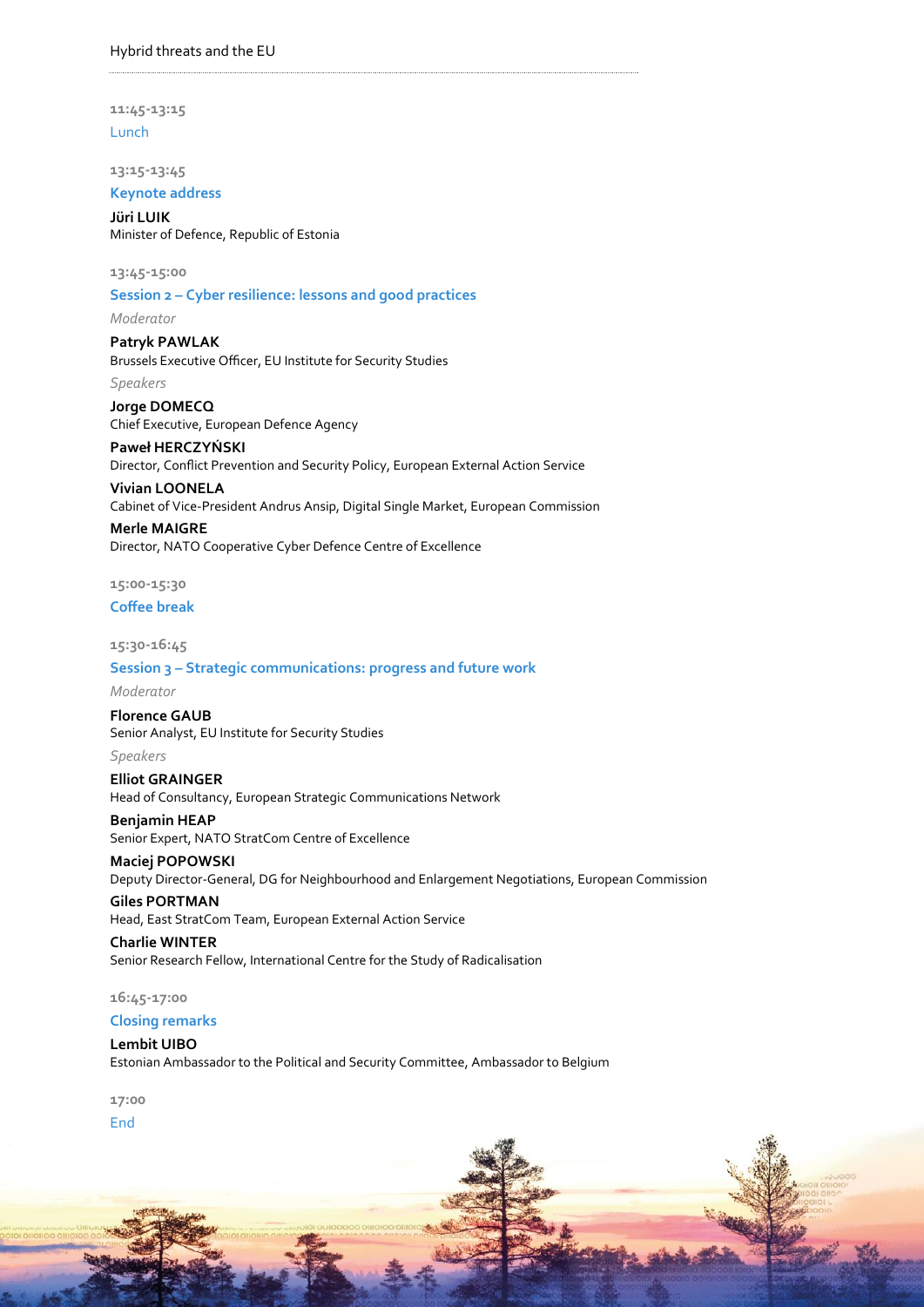**11:45-13:15**

Lunch

**13:15-13:45**

**Keynote address**

**Jüri LUIK**
Minister of Defence, Republic of Estonia

**13:45-15:00**

**Session 2 – Cyber resilience: lessons and good practices**

*Moderator*

**Patryk PAWLAK**
Brussels Executive Officer, EU Institute for Security Studies

*Speakers*

**Jorge DOMECQ**
Chief Executive, European Defence Agency

**Paweł HERCZYŃSKI**
Director, Conflict Prevention and Security Policy, European External Action Service

**Vivian LOONELA**
Cabinet of Vice-President Andrus Ansip, Digital Single Market, European Commission

**Merle MAIGRE**
Director, NATO Cooperative Cyber Defence Centre of Excellence

**15:00-15:30**

**Coffee break**

**15:30-16:45**

**Session 3 – Strategic communications: progress and future work**

*Moderator*

**Florence GAUB**
Senior Analyst, EU Institute for Security Studies

*Speakers*

**Elliot GRAINGER**
Head of Consultancy, European Strategic Communications Network

**Benjamin HEAP**
Senior Expert, NATO StratCom Centre of Excellence

**Maciej POPOWSKI**
Deputy Director-General, DG for Neighbourhood and Enlargement Negotiations, European Commission

**Giles PORTMAN**
Head, East StratCom Team, European External Action Service

**Charlie WINTER**
Senior Research Fellow, International Centre for the Study of Radicalisation

**16:45-17:00**

**Closing remarks**

**Lembit UIBO**
Estonian Ambassador to the Political and Security Committee, Ambassador to Belgium

**17:00**

End